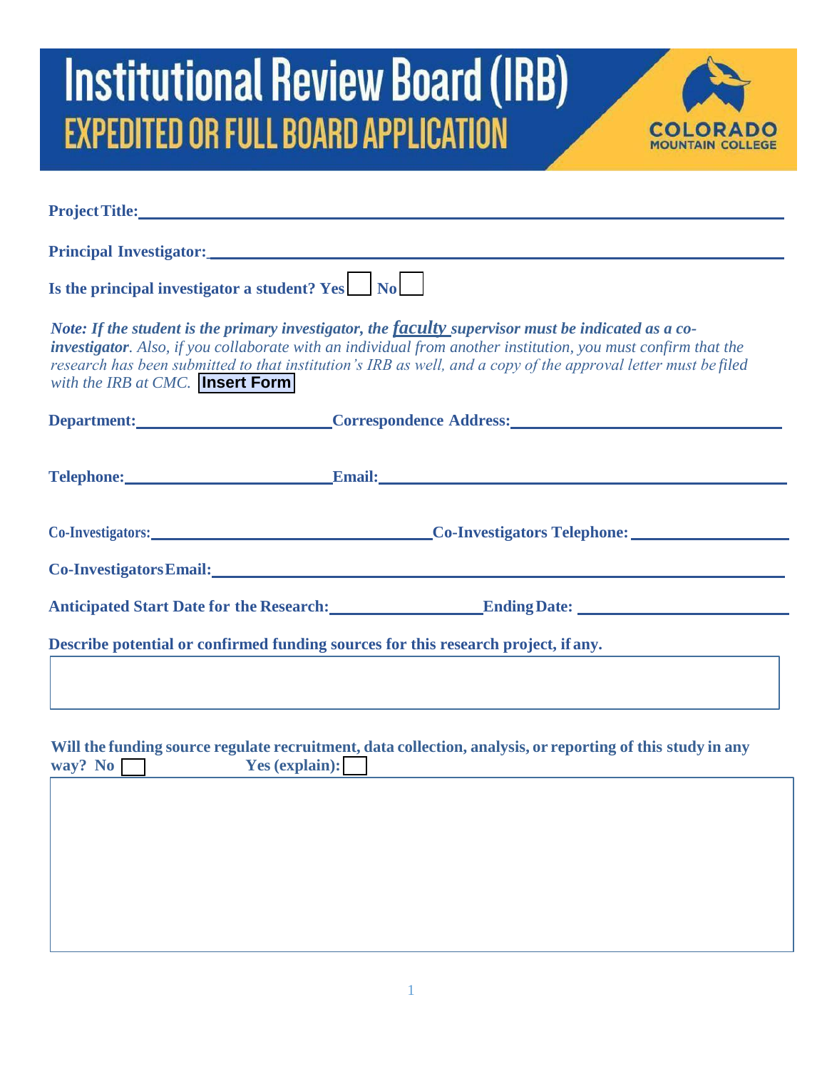# Institutional Review Board (IRB)

## EXPEDITED OR FULL BOARD APPLICATION

COLORADO MOUNTAIN COLLEGE

**Project Title:** ____________________

**Principal Investigator:** ____________________

**Is the principal investigator a student? Yes** ☐ **No** ☐

*Note: If the student is the primary investigator, the* ***faculty*** ***supervisor must be indicated as a co-investigator****. Also, if you collaborate with an individual from another institution, you must confirm that the research has been submitted to that institution's IRB as well, and a copy of the approval letter must be filed with the IRB at CMC.* **Insert Form**

**Department:** ____________________ **Correspondence Address:** ____________________

**Telephone:** ____________________ **Email:** ____________________

**Co-Investigators:** ____________________ **Co-Investigators Telephone:** ____________________

**Co-Investigators Email:** ____________________

**Anticipated Start Date for the Research:** ____________________ **Ending Date:** ____________________

**Describe potential or confirmed funding sources for this research project, if any.**

**Will the funding source regulate recruitment, data collection, analysis, or reporting of this study in any way? No** ☐ **Yes (explain):** ☐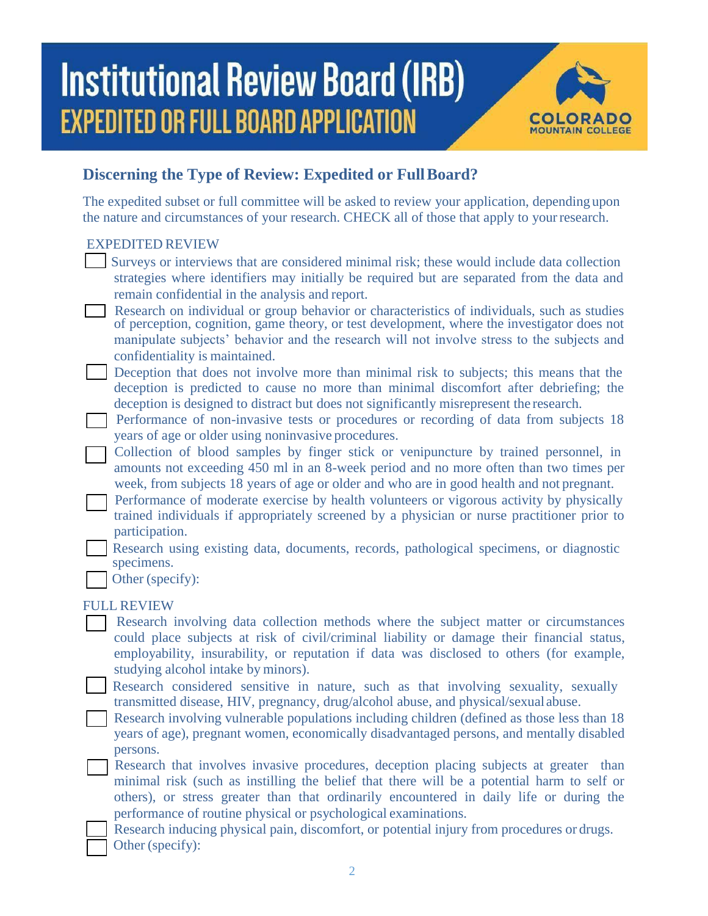# Institutional Review Board (IRB)

## EXPEDITED OR FULL BOARD APPLICATION

COLORADO MOUNTAIN COLLEGE

### Discerning the Type of Review: Expedited or Full Board?

The expedited subset or full committee will be asked to review your application, depending upon the nature and circumstances of your research. CHECK all of those that apply to your research.

EXPEDITED REVIEW

- [ ] Surveys or interviews that are considered minimal risk; these would include data collection strategies where identifiers may initially be required but are separated from the data and remain confidential in the analysis and report.
- [ ] Research on individual or group behavior or characteristics of individuals, such as studies of perception, cognition, game theory, or test development, where the investigator does not manipulate subjects' behavior and the research will not involve stress to the subjects and confidentiality is maintained.
- [ ] Deception that does not involve more than minimal risk to subjects; this means that the deception is predicted to cause no more than minimal discomfort after debriefing; the deception is designed to distract but does not significantly misrepresent the research.
- [ ] Performance of non-invasive tests or procedures or recording of data from subjects 18 years of age or older using noninvasive procedures.
- [ ] Collection of blood samples by finger stick or venipuncture by trained personnel, in amounts not exceeding 450 ml in an 8-week period and no more often than two times per week, from subjects 18 years of age or older and who are in good health and not pregnant.
- [ ] Performance of moderate exercise by health volunteers or vigorous activity by physically trained individuals if appropriately screened by a physician or nurse practitioner prior to participation.
- [ ] Research using existing data, documents, records, pathological specimens, or diagnostic specimens.
- [ ] Other (specify):

FULL REVIEW

- [ ] Research involving data collection methods where the subject matter or circumstances could place subjects at risk of civil/criminal liability or damage their financial status, employability, insurability, or reputation if data was disclosed to others (for example, studying alcohol intake by minors).
- [ ] Research considered sensitive in nature, such as that involving sexuality, sexually transmitted disease, HIV, pregnancy, drug/alcohol abuse, and physical/sexual abuse.
- [ ] Research involving vulnerable populations including children (defined as those less than 18 years of age), pregnant women, economically disadvantaged persons, and mentally disabled persons.
- [ ] Research that involves invasive procedures, deception placing subjects at greater than minimal risk (such as instilling the belief that there will be a potential harm to self or others), or stress greater than that ordinarily encountered in daily life or during the performance of routine physical or psychological examinations.
- [ ] Research inducing physical pain, discomfort, or potential injury from procedures or drugs.
- [ ] Other (specify):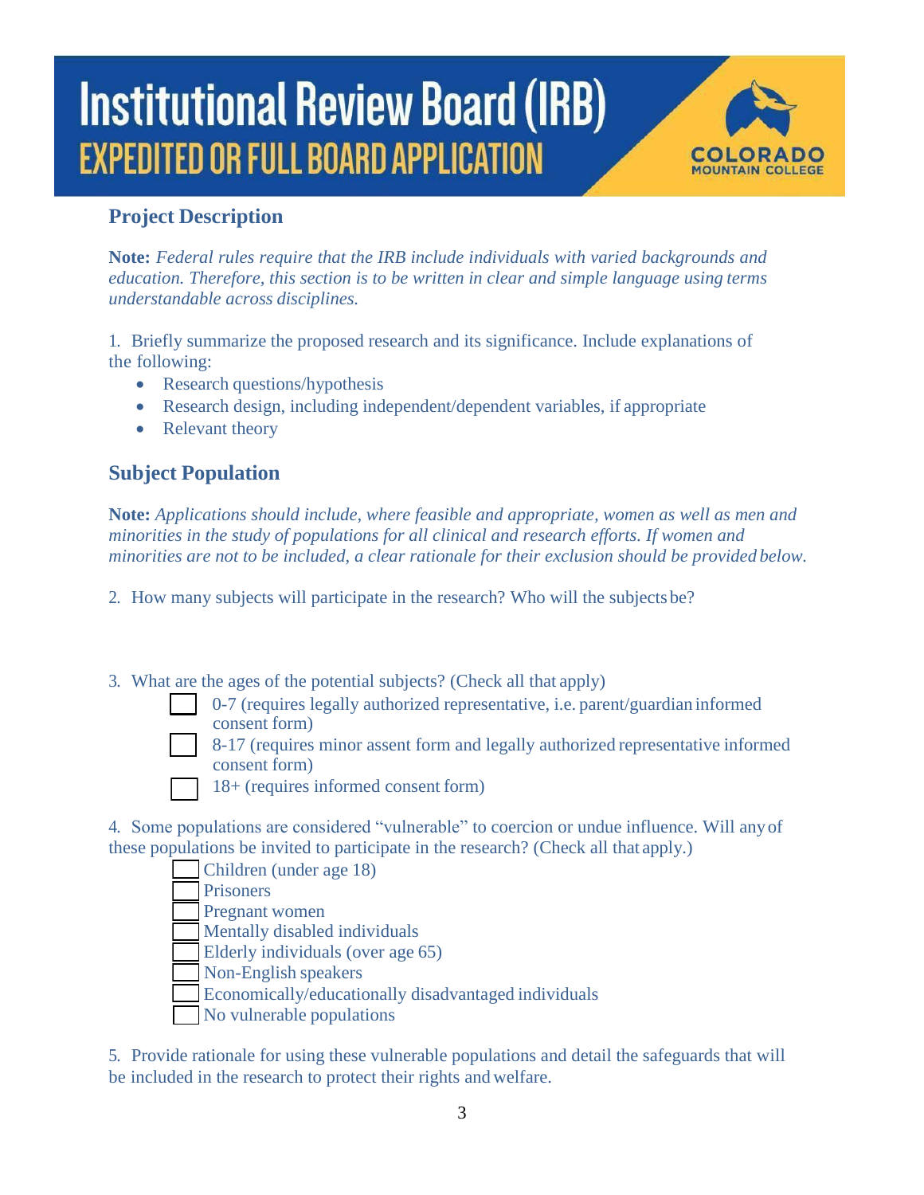# Institutional Review Board (IRB)
## EXPEDITED OR FULL BOARD APPLICATION

COLORADO MOUNTAIN COLLEGE

### Project Description

**Note:** *Federal rules require that the IRB include individuals with varied backgrounds and education. Therefore, this section is to be written in clear and simple language using terms understandable across disciplines.*

1. Briefly summarize the proposed research and its significance. Include explanations of the following:
   - Research questions/hypothesis
   - Research design, including independent/dependent variables, if appropriate
   - Relevant theory

### Subject Population

**Note:** *Applications should include, where feasible and appropriate, women as well as men and minorities in the study of populations for all clinical and research efforts. If women and minorities are not to be included, a clear rationale for their exclusion should be provided below.*

2. How many subjects will participate in the research? Who will the subjects be?

3. What are the ages of the potential subjects? (Check all that apply)
   - ☐ 0-7 (requires legally authorized representative, i.e. parent/guardian informed consent form)
   - ☐ 8-17 (requires minor assent form and legally authorized representative informed consent form)
   - ☐ 18+ (requires informed consent form)

4. Some populations are considered "vulnerable" to coercion or undue influence. Will any of these populations be invited to participate in the research? (Check all that apply.)
   - ☐ Children (under age 18)
   - ☐ Prisoners
   - ☐ Pregnant women
   - ☐ Mentally disabled individuals
   - ☐ Elderly individuals (over age 65)
   - ☐ Non-English speakers
   - ☐ Economically/educationally disadvantaged individuals
   - ☐ No vulnerable populations

5. Provide rationale for using these vulnerable populations and detail the safeguards that will be included in the research to protect their rights and welfare.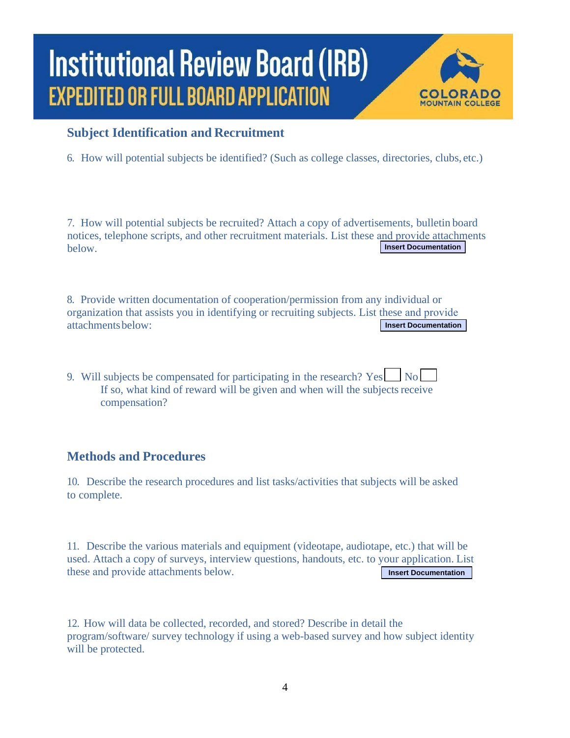# Institutional Review Board (IRB)
## EXPEDITED OR FULL BOARD APPLICATION

COLORADO MOUNTAIN COLLEGE

### Subject Identification and Recruitment

6. How will potential subjects be identified? (Such as college classes, directories, clubs, etc.)

7. How will potential subjects be recruited? Attach a copy of advertisements, bulletin board notices, telephone scripts, and other recruitment materials. List these and provide attachments below. **Insert Documentation**

8. Provide written documentation of cooperation/permission from any individual or organization that assists you in identifying or recruiting subjects. List these and provide attachments below: **Insert Documentation**

9. Will subjects be compensated for participating in the research? Yes ☐ No ☐
   If so, what kind of reward will be given and when will the subjects receive compensation?

### Methods and Procedures

10. Describe the research procedures and list tasks/activities that subjects will be asked to complete.

11. Describe the various materials and equipment (videotape, audiotape, etc.) that will be used. Attach a copy of surveys, interview questions, handouts, etc. to your application. List these and provide attachments below. **Insert Documentation**

12. How will data be collected, recorded, and stored? Describe in detail the program/software/ survey technology if using a web-based survey and how subject identity will be protected.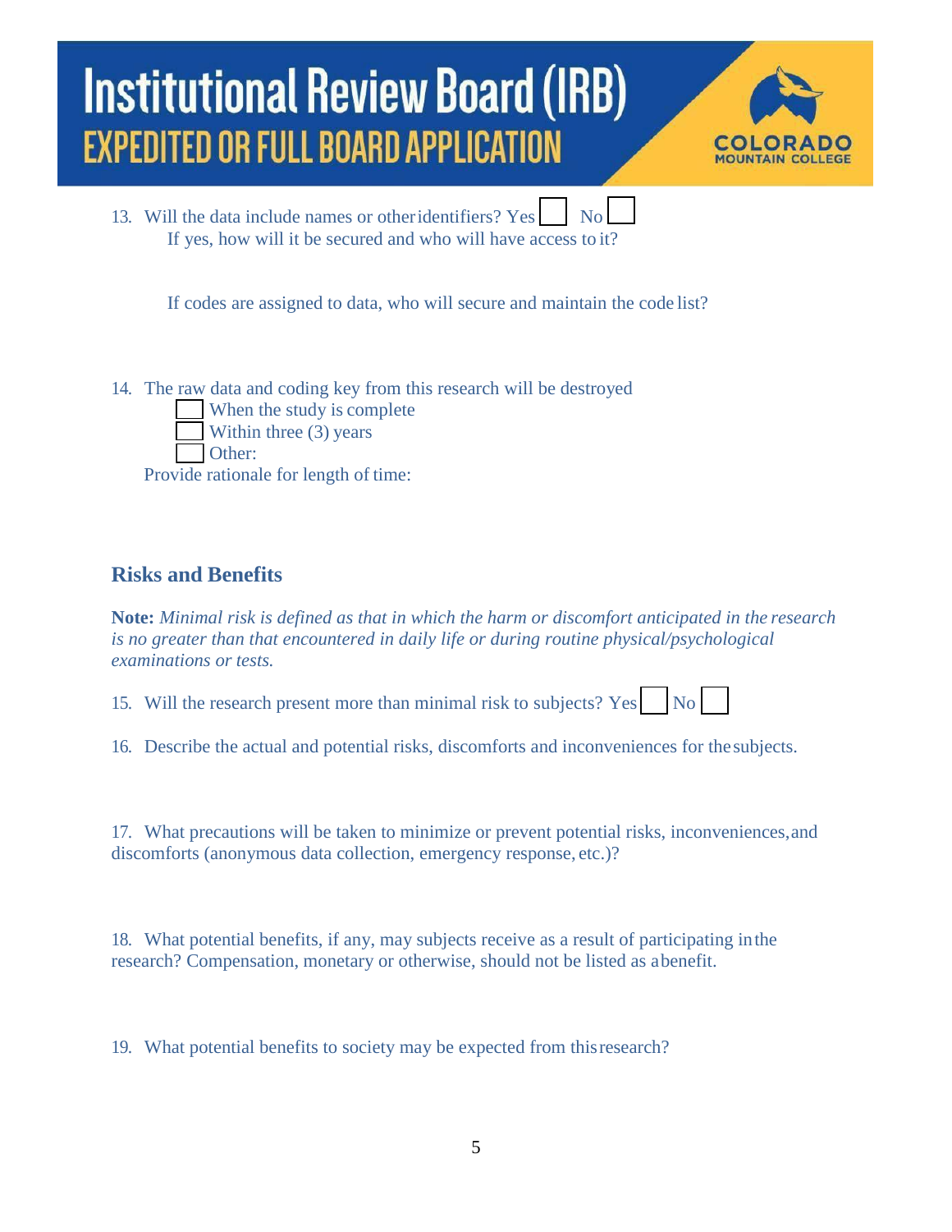13. Will the data include names or other identifiers? Yes ☐ No ☐

    If yes, how will it be secured and who will have access to it?

    If codes are assigned to data, who will secure and maintain the code list?

14. The raw data and coding key from this research will be destroyed

    ☐ When the study is complete

    ☐ Within three (3) years

    ☐ Other:

    Provide rationale for length of time:

## Risks and Benefits

**Note:** *Minimal risk is defined as that in which the harm or discomfort anticipated in the research is no greater than that encountered in daily life or during routine physical/psychological examinations or tests.*

15. Will the research present more than minimal risk to subjects? Yes ☐ No ☐

16. Describe the actual and potential risks, discomforts and inconveniences for the subjects.

17. What precautions will be taken to minimize or prevent potential risks, inconveniences, and discomforts (anonymous data collection, emergency response, etc.)?

18. What potential benefits, if any, may subjects receive as a result of participating in the research? Compensation, monetary or otherwise, should not be listed as a benefit.

19. What potential benefits to society may be expected from this research?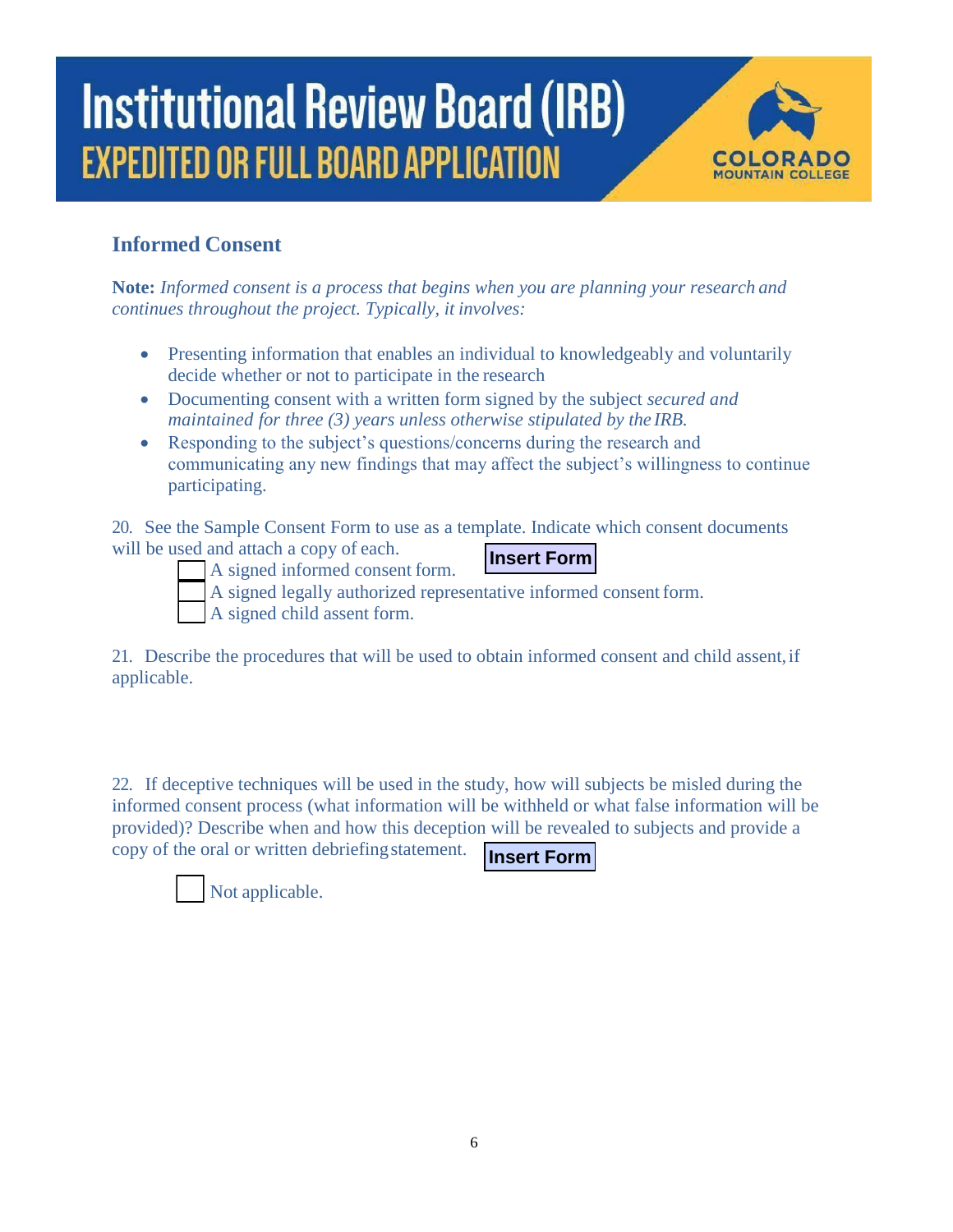# Institutional Review Board (IRB)
## EXPEDITED OR FULL BOARD APPLICATION

### Informed Consent

**Note:** *Informed consent is a process that begins when you are planning your research and continues throughout the project. Typically, it involves:*

- Presenting information that enables an individual to knowledgeably and voluntarily decide whether or not to participate in the research
- Documenting consent with a written form signed by the subject *secured and maintained for three (3) years unless otherwise stipulated by the IRB.*
- Responding to the subject's questions/concerns during the research and communicating any new findings that may affect the subject's willingness to continue participating.

20. See the Sample Consent Form to use as a template. Indicate which consent documents will be used and attach a copy of each. **Insert Form**

- [ ] A signed informed consent form.
- [ ] A signed legally authorized representative informed consent form.
- [ ] A signed child assent form.

21. Describe the procedures that will be used to obtain informed consent and child assent, if applicable.

22. If deceptive techniques will be used in the study, how will subjects be misled during the informed consent process (what information will be withheld or what false information will be provided)? Describe when and how this deception will be revealed to subjects and provide a copy of the oral or written debriefing statement. **Insert Form**

- [ ] Not applicable.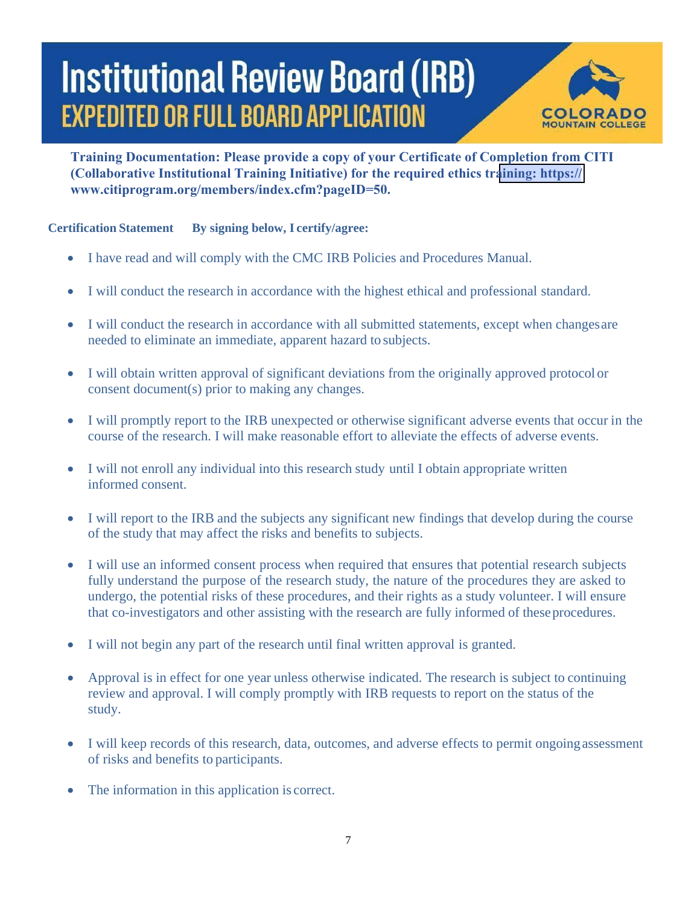# Institutional Review Board (IRB)
## EXPEDITED OR FULL BOARD APPLICATION

COLORADO MOUNTAIN COLLEGE

**Training Documentation: Please provide a copy of your Certificate of Completion from CITI (Collaborative Institutional Training Initiative) for the required ethics training: https://www.citiprogram.org/members/index.cfm?pageID=50.**

**Certification Statement** **By signing below, I certify/agree:**

- I have read and will comply with the CMC IRB Policies and Procedures Manual.
- I will conduct the research in accordance with the highest ethical and professional standard.
- I will conduct the research in accordance with all submitted statements, except when changes are needed to eliminate an immediate, apparent hazard to subjects.
- I will obtain written approval of significant deviations from the originally approved protocol or consent document(s) prior to making any changes.
- I will promptly report to the IRB unexpected or otherwise significant adverse events that occur in the course of the research. I will make reasonable effort to alleviate the effects of adverse events.
- I will not enroll any individual into this research study until I obtain appropriate written informed consent.
- I will report to the IRB and the subjects any significant new findings that develop during the course of the study that may affect the risks and benefits to subjects.
- I will use an informed consent process when required that ensures that potential research subjects fully understand the purpose of the research study, the nature of the procedures they are asked to undergo, the potential risks of these procedures, and their rights as a study volunteer. I will ensure that co-investigators and other assisting with the research are fully informed of these procedures.
- I will not begin any part of the research until final written approval is granted.
- Approval is in effect for one year unless otherwise indicated. The research is subject to continuing review and approval. I will comply promptly with IRB requests to report on the status of the study.
- I will keep records of this research, data, outcomes, and adverse effects to permit ongoing assessment of risks and benefits to participants.
- The information in this application is correct.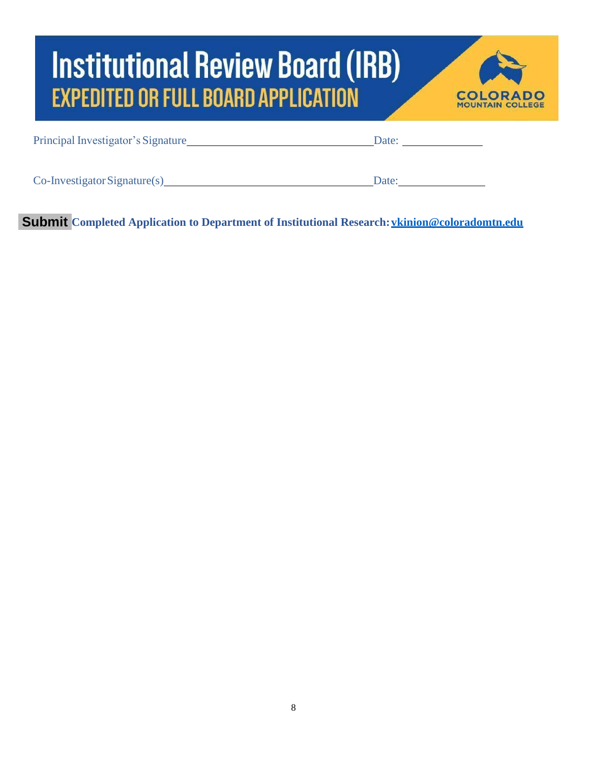# Institutional Review Board (IRB)
## EXPEDITED OR FULL BOARD APPLICATION

COLORADO MOUNTAIN COLLEGE

Principal Investigator's Signature\_\_\_\_\_\_\_\_\_\_\_\_\_\_\_\_\_\_\_\_\_\_\_\_\_\_\_\_\_\_\_\_ Date: \_\_\_\_\_\_\_\_\_\_\_\_\_\_

Co-Investigator Signature(s)\_\_\_\_\_\_\_\_\_\_\_\_\_\_\_\_\_\_\_\_\_\_\_\_\_\_\_\_\_\_\_\_\_\_ Date:\_\_\_\_\_\_\_\_\_\_\_\_\_\_

**Submit** **Completed Application to Department of Institutional Research: vkinion@coloradomtn.edu**